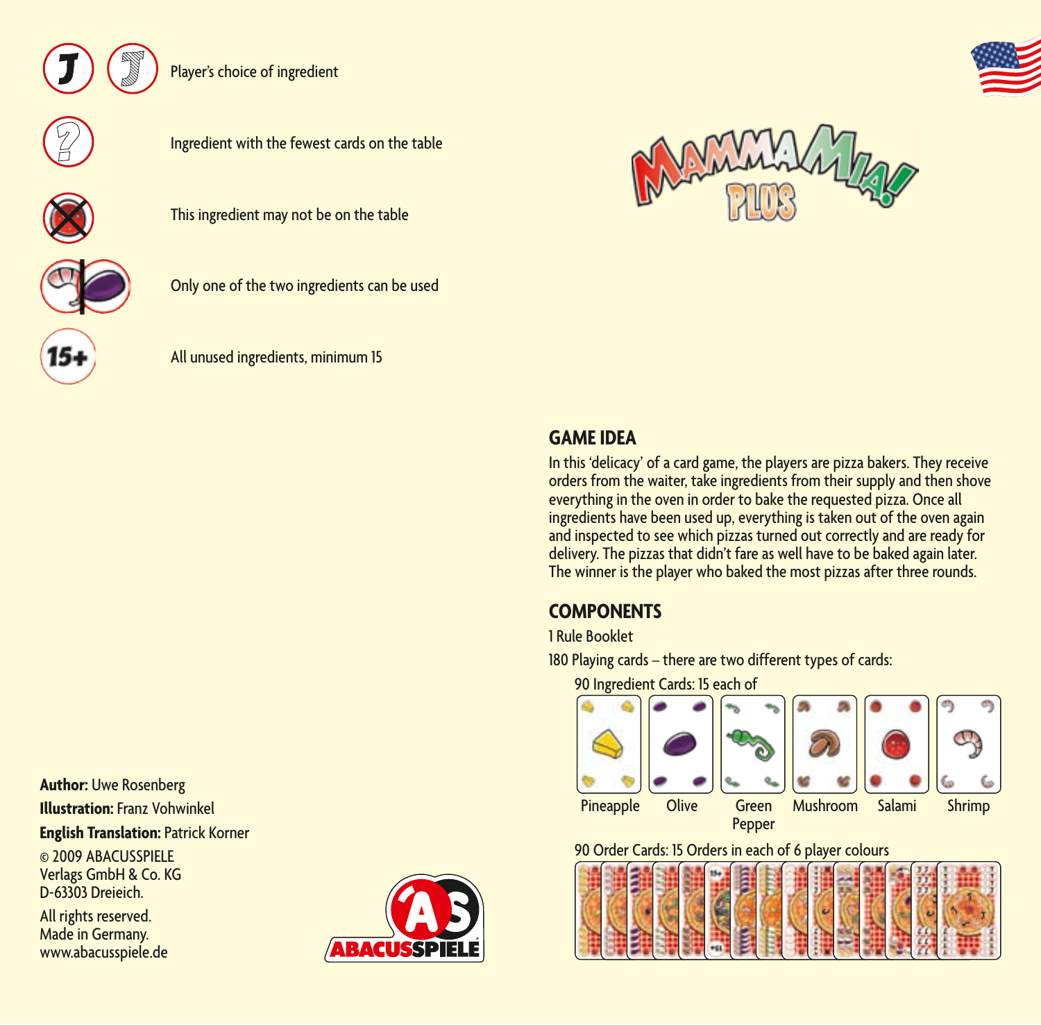J J Player's choice of ingredient

Ingredient with the fewest cards on the table

This ingredient may not be on the table

Only one of the two ingredients can be used

15+ All unused ingredients, minimum 15

# MAMMA MIA! PLUS

## GAME IDEA

In this 'delicacy' of a card game, the players are pizza bakers. They receive orders from the waiter, take ingredients from their supply and then shove everything in the oven in order to bake the requested pizza. Once all ingredients have been used up, everything is taken out of the oven again and inspected to see which pizzas turned out correctly and are ready for delivery. The pizzas that didn't fare as well have to be baked again later. The winner is the player who baked the most pizzas after three rounds.

## COMPONENTS

1 Rule Booklet

180 Playing cards – there are two different types of cards:

90 Ingredient Cards: 15 each of

Pineapple, Olive, Green Pepper, Mushroom, Salami, Shrimp

90 Order Cards: 15 Orders in each of 6 player colours

**Author:** Uwe Rosenberg

**Illustration:** Franz Vohwinkel

**English Translation:** Patrick Korner

© 2009 ABACUSSPIELE
Verlags GmbH & Co. KG
D-63303 Dreieich.

All rights reserved.
Made in Germany.
www.abacusspiele.de

ABACUSSPIELE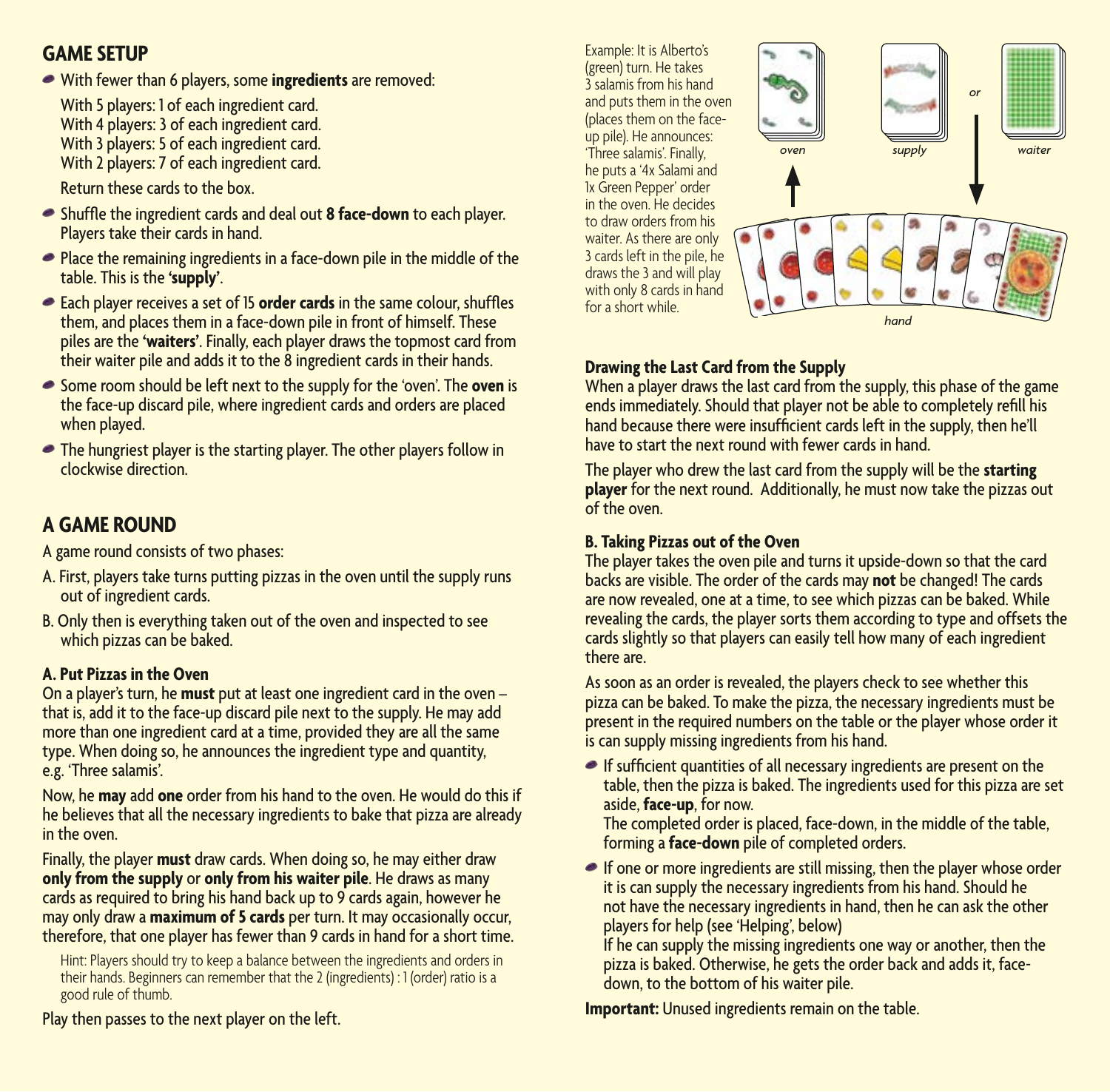## GAME SETUP

- With fewer than 6 players, some **ingredients** are removed:

  With 5 players: 1 of each ingredient card.
  With 4 players: 3 of each ingredient card.
  With 3 players: 5 of each ingredient card.
  With 2 players: 7 of each ingredient card.

  Return these cards to the box.
- Shuffle the ingredient cards and deal out **8 face-down** to each player. Players take their cards in hand.
- Place the remaining ingredients in a face-down pile in the middle of the table. This is the **'supply'**.
- Each player receives a set of 15 **order cards** in the same colour, shuffles them, and places them in a face-down pile in front of himself. These piles are the **'waiters'**. Finally, each player draws the topmost card from their waiter pile and adds it to the 8 ingredient cards in their hands.
- Some room should be left next to the supply for the 'oven'. The **oven** is the face-up discard pile, where ingredient cards and orders are placed when played.
- The hungriest player is the starting player. The other players follow in clockwise direction.

## A GAME ROUND

A game round consists of two phases:

A. First, players take turns putting pizzas in the oven until the supply runs out of ingredient cards.

B. Only then is everything taken out of the oven and inspected to see which pizzas can be baked.

### A. Put Pizzas in the Oven

On a player's turn, he **must** put at least one ingredient card in the oven – that is, add it to the face-up discard pile next to the supply. He may add more than one ingredient card at a time, provided they are all the same type. When doing so, he announces the ingredient type and quantity, e.g. 'Three salamis'.

Now, he **may** add **one** order from his hand to the oven. He would do this if he believes that all the necessary ingredients to bake that pizza are already in the oven.

Finally, the player **must** draw cards. When doing so, he may either draw **only from the supply** or **only from his waiter pile**. He draws as many cards as required to bring his hand back up to 9 cards again, however he may only draw a **maximum of 5 cards** per turn. It may occasionally occur, therefore, that one player has fewer than 9 cards in hand for a short time.

Hint: Players should try to keep a balance between the ingredients and orders in their hands. Beginners can remember that the 2 (ingredients) : 1 (order) ratio is a good rule of thumb.

Play then passes to the next player on the left.

Example: It is Alberto's (green) turn. He takes 3 salamis from his hand and puts them in the oven (places them on the face-up pile). He announces: 'Three salamis'. Finally, he puts a '4x Salami and 1x Green Pepper' order in the oven. He decides to draw orders from his waiter. As there are only 3 cards left in the pile, he draws the 3 and will play with only 8 cards in hand for a short while.

*oven* *supply* *or* *waiter* *hand*

### Drawing the Last Card from the Supply

When a player draws the last card from the supply, this phase of the game ends immediately. Should that player not be able to completely refill his hand because there were insufficient cards left in the supply, then he'll have to start the next round with fewer cards in hand.

The player who drew the last card from the supply will be the **starting player** for the next round. Additionally, he must now take the pizzas out of the oven.

### B. Taking Pizzas out of the Oven

The player takes the oven pile and turns it upside-down so that the card backs are visible. The order of the cards may **not** be changed! The cards are now revealed, one at a time, to see which pizzas can be baked. While revealing the cards, the player sorts them according to type and offsets the cards slightly so that players can easily tell how many of each ingredient there are.

As soon as an order is revealed, the players check to see whether this pizza can be baked. To make the pizza, the necessary ingredients must be present in the required numbers on the table or the player whose order it is can supply missing ingredients from his hand.

- If sufficient quantities of all necessary ingredients are present on the table, then the pizza is baked. The ingredients used for this pizza are set aside, **face-up**, for now.
  The completed order is placed, face-down, in the middle of the table, forming a **face-down** pile of completed orders.
- If one or more ingredients are still missing, then the player whose order it is can supply the necessary ingredients from his hand. Should he not have the necessary ingredients in hand, then he can ask the other players for help (see 'Helping', below)
  If he can supply the missing ingredients one way or another, then the pizza is baked. Otherwise, he gets the order back and adds it, face-down, to the bottom of his waiter pile.

**Important:** Unused ingredients remain on the table.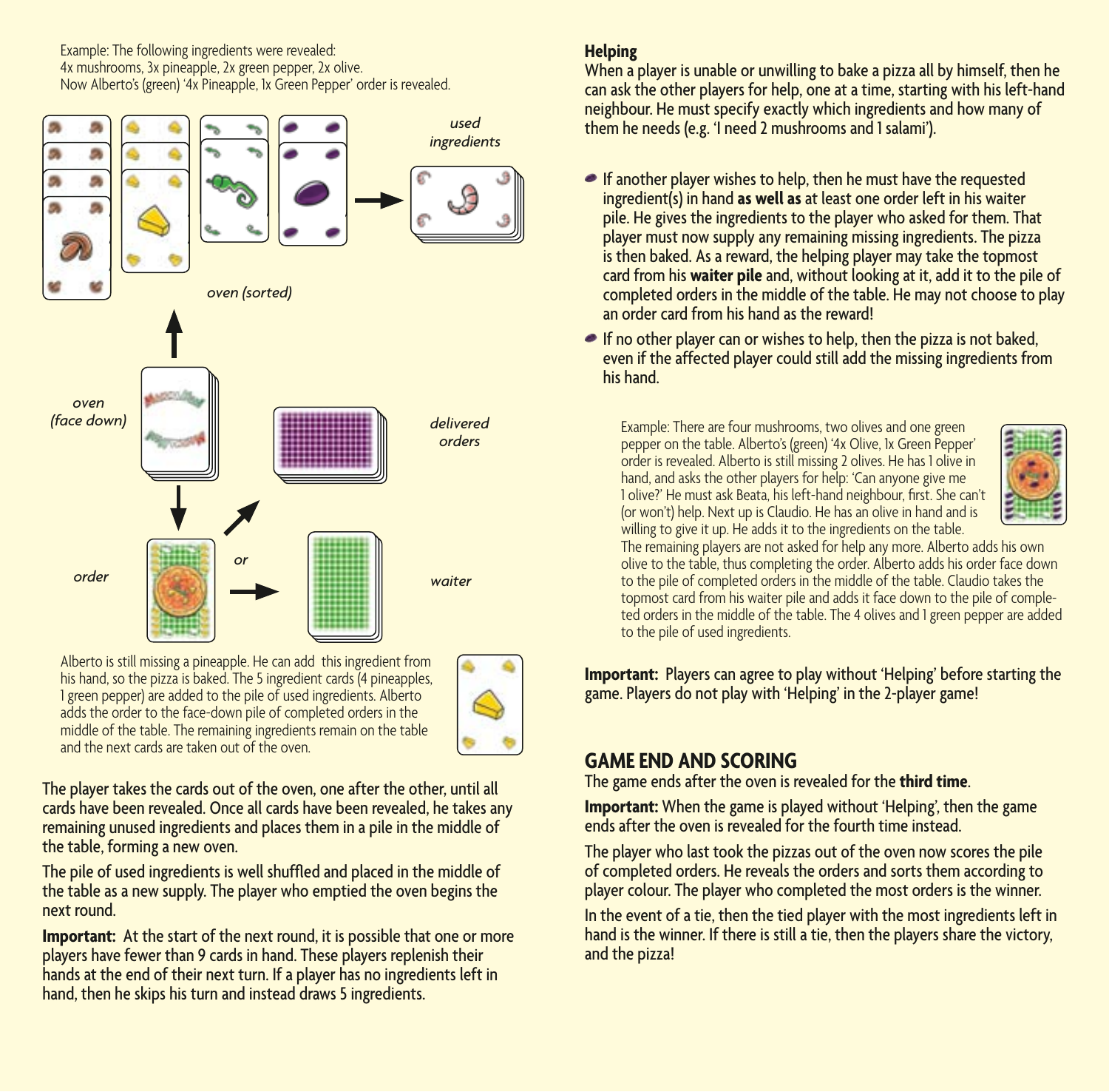Example: The following ingredients were revealed:
4x mushrooms, 3x pineapple, 2x green pepper, 2x olive.
Now Alberto's (green) '4x Pineapple, 1x Green Pepper' order is revealed.

*used ingredients*

*oven (sorted)*

*oven (face down)*

*delivered orders*

*order*

*or*

*waiter*

Alberto is still missing a pineapple. He can add this ingredient from his hand, so the pizza is baked. The 5 ingredient cards (4 pineapples, 1 green pepper) are added to the pile of used ingredients. Alberto adds the order to the face-down pile of completed orders in the middle of the table. The remaining ingredients remain on the table and the next cards are taken out of the oven.

The player takes the cards out of the oven, one after the other, until all cards have been revealed. Once all cards have been revealed, he takes any remaining unused ingredients and places them in a pile in the middle of the table, forming a new oven.

The pile of used ingredients is well shuffled and placed in the middle of the table as a new supply. The player who emptied the oven begins the next round.

**Important:** At the start of the next round, it is possible that one or more players have fewer than 9 cards in hand. These players replenish their hands at the end of their next turn. If a player has no ingredients left in hand, then he skips his turn and instead draws 5 ingredients.

**Helping**

When a player is unable or unwilling to bake a pizza all by himself, then he can ask the other players for help, one at a time, starting with his left-hand neighbour. He must specify exactly which ingredients and how many of them he needs (e.g. 'I need 2 mushrooms and 1 salami').

- If another player wishes to help, then he must have the requested ingredient(s) in hand **as well as** at least one order left in his waiter pile. He gives the ingredients to the player who asked for them. That player must now supply any remaining missing ingredients. The pizza is then baked. As a reward, the helping player may take the topmost card from his **waiter pile** and, without looking at it, add it to the pile of completed orders in the middle of the table. He may not choose to play an order card from his hand as the reward!
- If no other player can or wishes to help, then the pizza is not baked, even if the affected player could still add the missing ingredients from his hand.

Example: There are four mushrooms, two olives and one green pepper on the table. Alberto's (green) '4x Olive, 1x Green Pepper' order is revealed. Alberto is still missing 2 olives. He has 1 olive in hand, and asks the other players for help: 'Can anyone give me 1 olive?' He must ask Beata, his left-hand neighbour, first. She can't (or won't) help. Next up is Claudio. He has an olive in hand and is willing to give it up. He adds it to the ingredients on the table. The remaining players are not asked for help any more. Alberto adds his own olive to the table, thus completing the order. Alberto adds his order face down to the pile of completed orders in the middle of the table. Claudio takes the topmost card from his waiter pile and adds it face down to the pile of completed orders in the middle of the table. The 4 olives and 1 green pepper are added to the pile of used ingredients.

**Important:** Players can agree to play without 'Helping' before starting the game. Players do not play with 'Helping' in the 2-player game!

## GAME END AND SCORING

The game ends after the oven is revealed for the **third time**.

**Important:** When the game is played without 'Helping', then the game ends after the oven is revealed for the fourth time instead.

The player who last took the pizzas out of the oven now scores the pile of completed orders. He reveals the orders and sorts them according to player colour. The player who completed the most orders is the winner.

In the event of a tie, then the tied player with the most ingredients left in hand is the winner. If there is still a tie, then the players share the victory, and the pizza!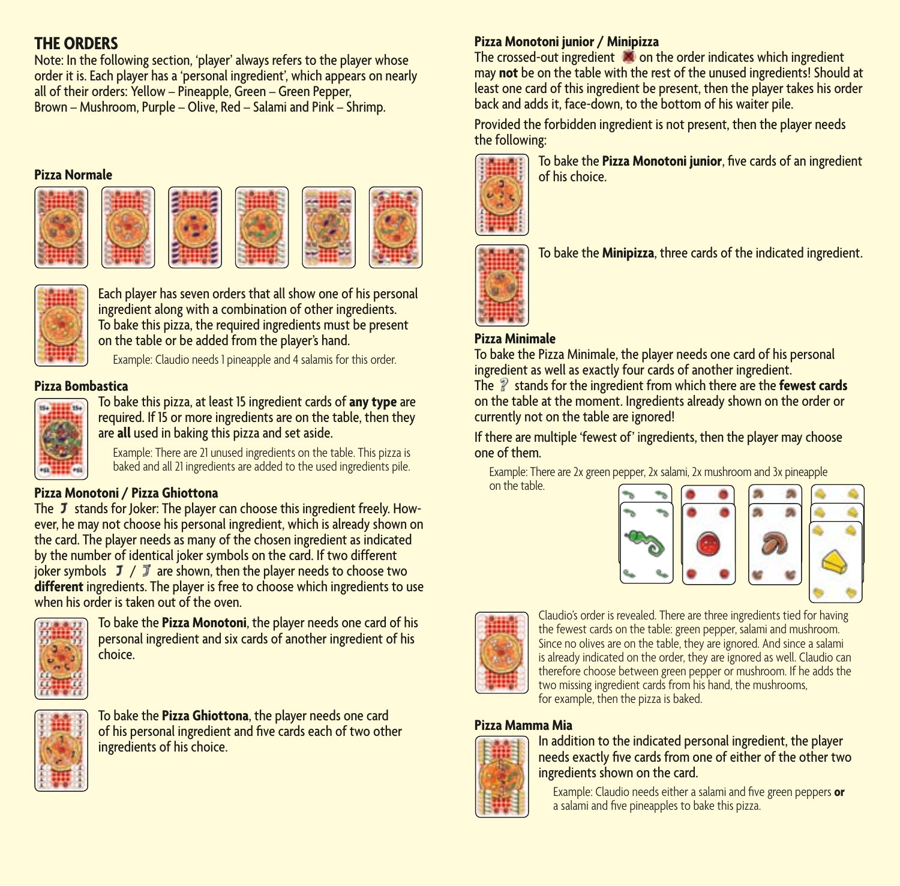## THE ORDERS

Note: In the following section, 'player' always refers to the player whose order it is. Each player has a 'personal ingredient', which appears on nearly all of their orders: Yellow – Pineapple, Green – Green Pepper, Brown – Mushroom, Purple – Olive, Red – Salami and Pink – Shrimp.

### Pizza Normale

Each player has seven orders that all show one of his personal ingredient along with a combination of other ingredients. To bake this pizza, the required ingredients must be present on the table or be added from the player's hand.

Example: Claudio needs 1 pineapple and 4 salamis for this order.

### Pizza Bombastica

To bake this pizza, at least 15 ingredient cards of **any type** are required. If 15 or more ingredients are on the table, then they are **all** used in baking this pizza and set aside.

Example: There are 21 unused ingredients on the table. This pizza is baked and all 21 ingredients are added to the used ingredients pile.

### Pizza Monotoni / Pizza Ghiottona

The J stands for Joker: The player can choose this ingredient freely. However, he may not choose his personal ingredient, which is already shown on the card. The player needs as many of the chosen ingredient as indicated by the number of identical joker symbols on the card. If two different joker symbols J / J are shown, then the player needs to choose two **different** ingredients. The player is free to choose which ingredients to use when his order is taken out of the oven.

To bake the **Pizza Monotoni**, the player needs one card of his personal ingredient and six cards of another ingredient of his choice.

To bake the **Pizza Ghiottona**, the player needs one card of his personal ingredient and five cards each of two other ingredients of his choice.

### Pizza Monotoni junior / Minipizza

The crossed-out ingredient on the order indicates which ingredient may **not** be on the table with the rest of the unused ingredients! Should at least one card of this ingredient be present, then the player takes his order back and adds it, face-down, to the bottom of his waiter pile.

Provided the forbidden ingredient is not present, then the player needs the following:

To bake the **Pizza Monotoni junior**, five cards of an ingredient of his choice.

To bake the **Minipizza**, three cards of the indicated ingredient.

### Pizza Minimale

To bake the Pizza Minimale, the player needs one card of his personal ingredient as well as exactly four cards of another ingredient.
The ? stands for the ingredient from which there are the **fewest cards** on the table at the moment. Ingredients already shown on the order or currently not on the table are ignored!

If there are multiple 'fewest of' ingredients, then the player may choose one of them.

Example: There are 2x green pepper, 2x salami, 2x mushroom and 3x pineapple on the table.

Claudio's order is revealed. There are three ingredients tied for having the fewest cards on the table: green pepper, salami and mushroom. Since no olives are on the table, they are ignored. And since a salami is already indicated on the order, they are ignored as well. Claudio can therefore choose between green pepper or mushroom. If he adds the two missing ingredient cards from his hand, the mushrooms, for example, then the pizza is baked.

### Pizza Mamma Mia

In addition to the indicated personal ingredient, the player needs exactly five cards from one of either of the other two ingredients shown on the card.

Example: Claudio needs either a salami and five green peppers **or** a salami and five pineapples to bake this pizza.